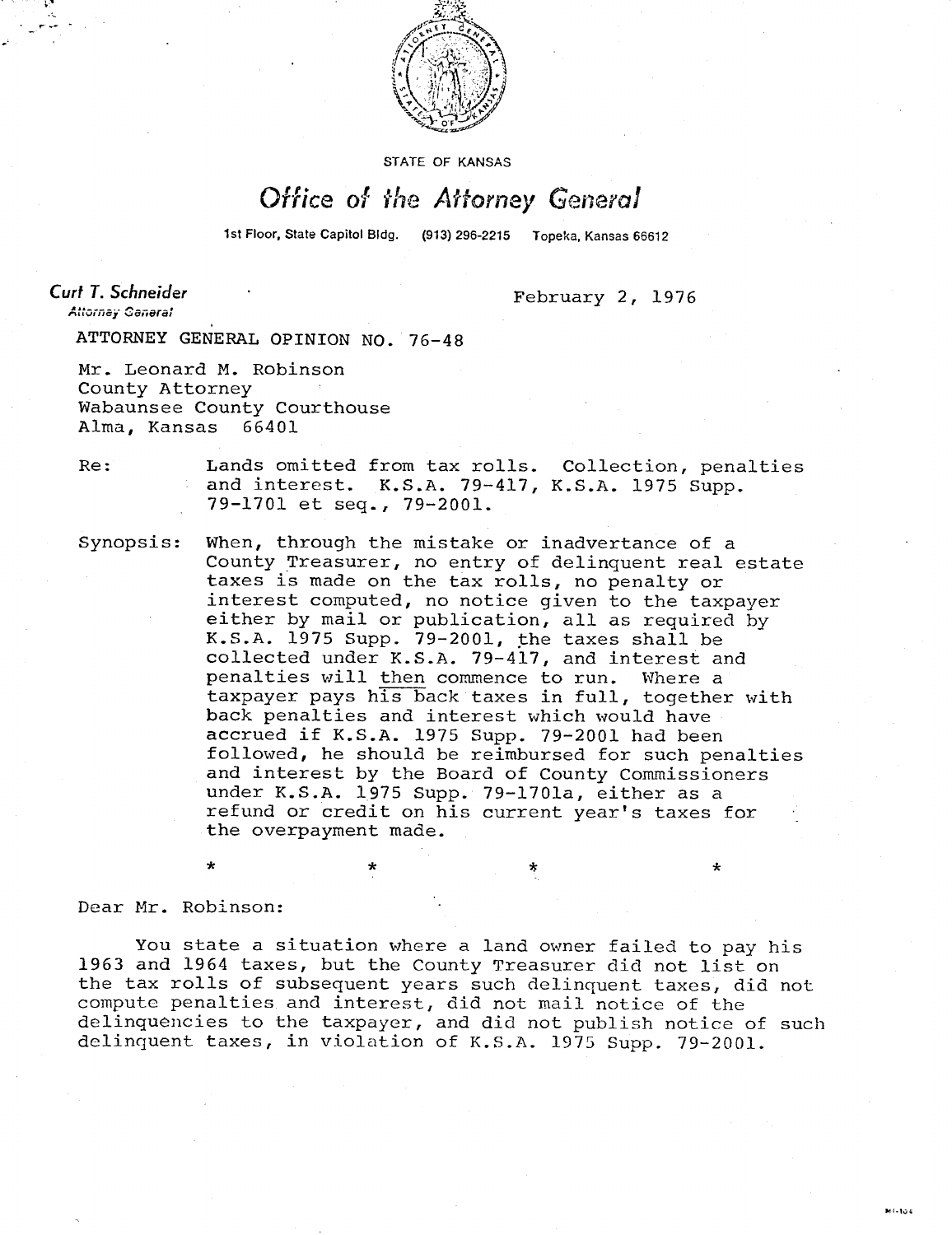STATE OF KANSAS

# Office of the Attorney General

1st Floor, State Capitol Bldg. (913) 296-2215 Topeka, Kansas 66612

**Curt T. Schneider**
*Attorney General*

February 2, 1976

ATTORNEY GENERAL OPINION NO. 76-48

Mr. Leonard M. Robinson
County Attorney
Wabaunsee County Courthouse
Alma, Kansas 66401

Re: Lands omitted from tax rolls. Collection, penalties and interest. K.S.A. 79-417, K.S.A. 1975 Supp. 79-1701 et seq., 79-2001.

Synopsis: When, through the mistake or inadvertance of a County Treasurer, no entry of delinquent real estate taxes is made on the tax rolls, no penalty or interest computed, no notice given to the taxpayer either by mail or publication, all as required by K.S.A. 1975 Supp. 79-2001, the taxes shall be collected under K.S.A. 79-417, and interest and penalties will then commence to run. Where a taxpayer pays his back taxes in full, together with back penalties and interest which would have accrued if K.S.A. 1975 Supp. 79-2001 had been followed, he should be reimbursed for such penalties and interest by the Board of County Commissioners under K.S.A. 1975 Supp. 79-1701a, either as a refund or credit on his current year's taxes for the overpayment made.

\*        \*        \*        \*

Dear Mr. Robinson:

You state a situation where a land owner failed to pay his 1963 and 1964 taxes, but the County Treasurer did not list on the tax rolls of subsequent years such delinquent taxes, did not compute penalties and interest, did not mail notice of the delinquencies to the taxpayer, and did not publish notice of such delinquent taxes, in violation of K.S.A. 1975 Supp. 79-2001.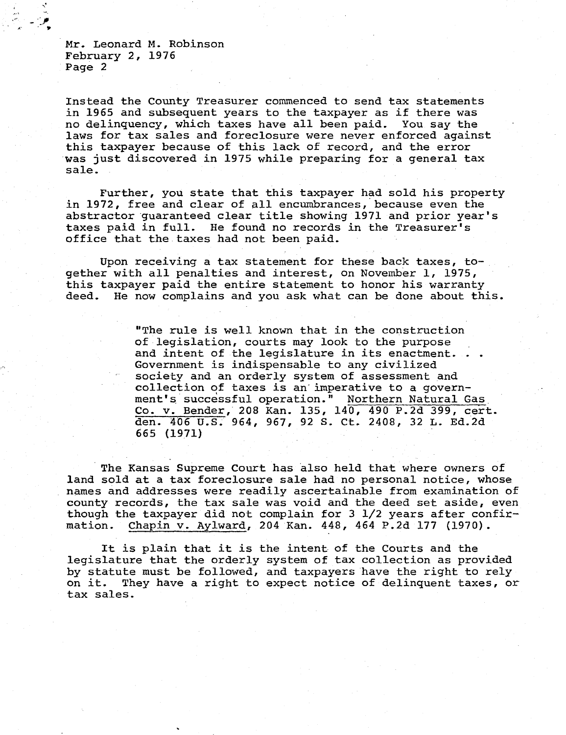Instead the County Treasurer commenced to send tax statements in 1965 and subsequent years to the taxpayer as if there was no delinquency, which taxes have all been paid. You say the laws for tax sales and foreclosure were never enforced against this taxpayer because of this lack of record, and the error was just discovered in 1975 while preparing for a general tax sale.

Further, you state that this taxpayer had sold his property in 1972, free and clear of all encumbrances, because even the abstractor guaranteed clear title showing 1971 and prior year's taxes paid in full. He found no records in the Treasurer's office that the taxes had not been paid.

Upon receiving a tax statement for these back taxes, together with all penalties and interest, on November 1, 1975, this taxpayer paid the entire statement to honor his warranty deed. He now complains and you ask what can be done about this.

> "The rule is well known that in the construction of legislation, courts may look to the purpose and intent of the legislature in its enactment. . . Government is indispensable to any civilized society and an orderly system of assessment and collection of taxes is an imperative to a government's successful operation." Northern Natural Gas Co. v. Bender, 208 Kan. 135, 140, 490 P.2d 399, cert. den. 406 U.S. 964, 967, 92 S. Ct. 2408, 32 L. Ed.2d 665 (1971)

The Kansas Supreme Court has also held that where owners of land sold at a tax foreclosure sale had no personal notice, whose names and addresses were readily ascertainable from examination of county records, the tax sale was void and the deed set aside, even though the taxpayer did not complain for 3 1/2 years after confirmation. Chapin v. Aylward, 204 Kan. 448, 464 P.2d 177 (1970).

It is plain that it is the intent of the Courts and the legislature that the orderly system of tax collection as provided by statute must be followed, and taxpayers have the right to rely on it. They have a right to expect notice of delinquent taxes, or tax sales.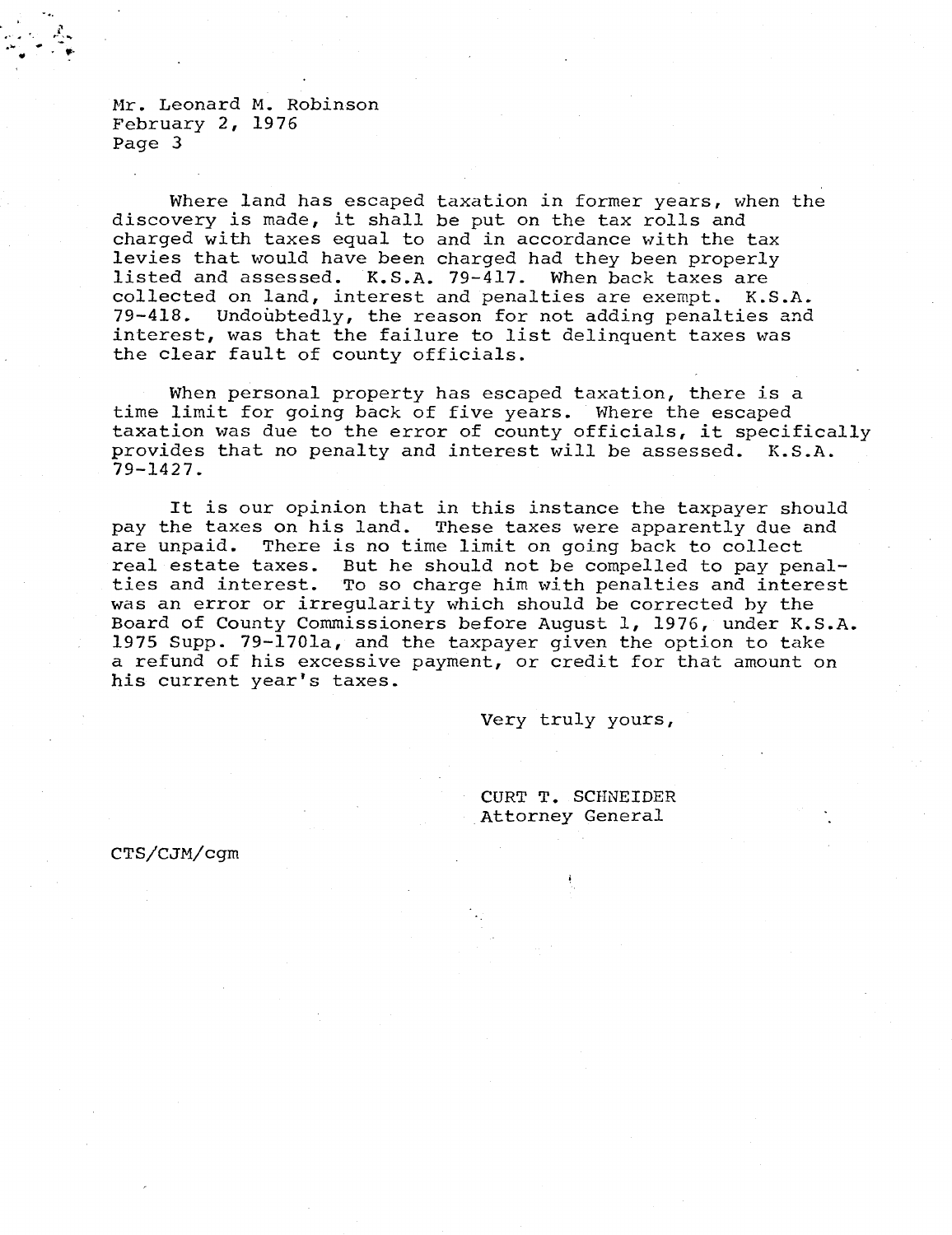Where land has escaped taxation in former years, when the discovery is made, it shall be put on the tax rolls and charged with taxes equal to and in accordance with the tax levies that would have been charged had they been properly listed and assessed. K.S.A. 79-417. When back taxes are collected on land, interest and penalties are exempt. K.S.A. 79-418. Undoubtedly, the reason for not adding penalties and interest, was that the failure to list delinquent taxes was the clear fault of county officials.

When personal property has escaped taxation, there is a time limit for going back of five years. Where the escaped taxation was due to the error of county officials, it specifically provides that no penalty and interest will be assessed. K.S.A. 79-1427.

It is our opinion that in this instance the taxpayer should pay the taxes on his land. These taxes were apparently due and are unpaid. There is no time limit on going back to collect real estate taxes. But he should not be compelled to pay penalties and interest. To so charge him with penalties and interest was an error or irregularity which should be corrected by the Board of County Commissioners before August 1, 1976, under K.S.A. 1975 Supp. 79-1701a, and the taxpayer given the option to take a refund of his excessive payment, or credit for that amount on his current year's taxes.

Very truly yours,

CURT T. SCHNEIDER
Attorney General

CTS/CJM/cgm